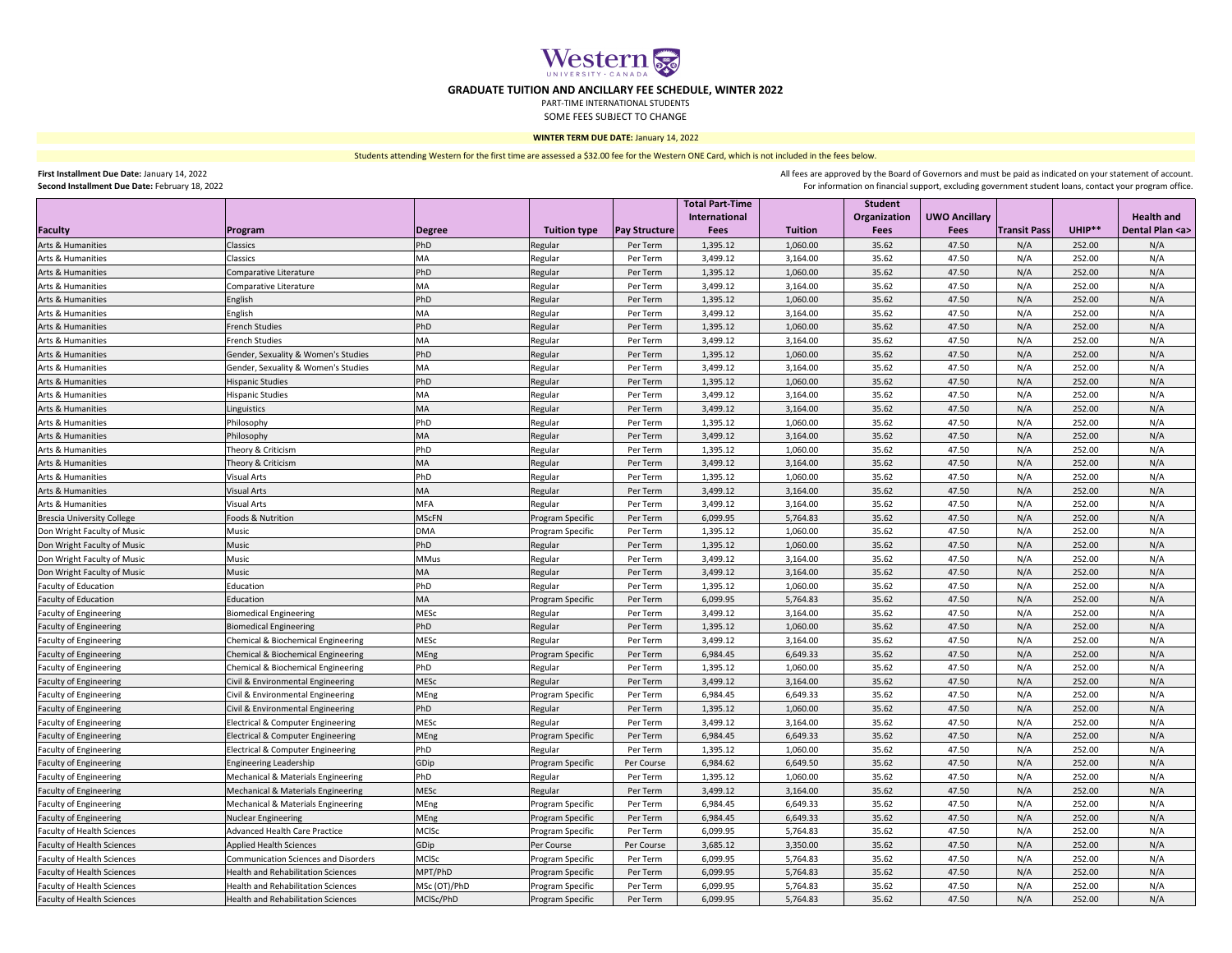# GRADUATE TUITION AND ANCILLARY FEE SCHEDULE, WINTER 2022

PART-TIME INTERNATIONAL STUDENTS

SOME FEES SUBJECT TO CHANGE

**WINTER TERM DUE DATE:** January 14, 2022

Students attending Western for the first time are assessed a $32.00 fee for the Western ONE Card, which is not included in the fees below.

**First Installment Due Date:** January 14, 2022
**Second Installment Due Date:** February 18, 2022

All fees are approved by the Board of Governors and must be paid as indicated on your statement of account.
For information on financial support, excluding government student loans, contact your program office.

| Faculty | Program | Degree | Tuition type | Pay Structure | Total Part-Time International Fees | Tuition | Student Organization Fees | UWO Ancillary Fees | Transit Pass | UHIP** | Health and Dental Plan <a> |
|---|---|---|---|---|---|---|---|---|---|---|---|
| Arts & Humanities | Classics | PhD | Regular | Per Term | 1,395.12 | 1,060.00 | 35.62 | 47.50 | N/A | 252.00 | N/A |
| Arts & Humanities | Classics | MA | Regular | Per Term | 3,499.12 | 3,164.00 | 35.62 | 47.50 | N/A | 252.00 | N/A |
| Arts & Humanities | Comparative Literature | PhD | Regular | Per Term | 1,395.12 | 1,060.00 | 35.62 | 47.50 | N/A | 252.00 | N/A |
| Arts & Humanities | Comparative Literature | MA | Regular | Per Term | 3,499.12 | 3,164.00 | 35.62 | 47.50 | N/A | 252.00 | N/A |
| Arts & Humanities | English | PhD | Regular | Per Term | 1,395.12 | 1,060.00 | 35.62 | 47.50 | N/A | 252.00 | N/A |
| Arts & Humanities | English | MA | Regular | Per Term | 3,499.12 | 3,164.00 | 35.62 | 47.50 | N/A | 252.00 | N/A |
| Arts & Humanities | French Studies | PhD | Regular | Per Term | 1,395.12 | 1,060.00 | 35.62 | 47.50 | N/A | 252.00 | N/A |
| Arts & Humanities | French Studies | MA | Regular | Per Term | 3,499.12 | 3,164.00 | 35.62 | 47.50 | N/A | 252.00 | N/A |
| Arts & Humanities | Gender, Sexuality & Women's Studies | PhD | Regular | Per Term | 1,395.12 | 1,060.00 | 35.62 | 47.50 | N/A | 252.00 | N/A |
| Arts & Humanities | Gender, Sexuality & Women's Studies | MA | Regular | Per Term | 3,499.12 | 3,164.00 | 35.62 | 47.50 | N/A | 252.00 | N/A |
| Arts & Humanities | Hispanic Studies | PhD | Regular | Per Term | 1,395.12 | 1,060.00 | 35.62 | 47.50 | N/A | 252.00 | N/A |
| Arts & Humanities | Hispanic Studies | MA | Regular | Per Term | 3,499.12 | 3,164.00 | 35.62 | 47.50 | N/A | 252.00 | N/A |
| Arts & Humanities | Linguistics | MA | Regular | Per Term | 3,499.12 | 3,164.00 | 35.62 | 47.50 | N/A | 252.00 | N/A |
| Arts & Humanities | Philosophy | PhD | Regular | Per Term | 1,395.12 | 1,060.00 | 35.62 | 47.50 | N/A | 252.00 | N/A |
| Arts & Humanities | Philosophy | MA | Regular | Per Term | 3,499.12 | 3,164.00 | 35.62 | 47.50 | N/A | 252.00 | N/A |
| Arts & Humanities | Theory & Criticism | PhD | Regular | Per Term | 1,395.12 | 1,060.00 | 35.62 | 47.50 | N/A | 252.00 | N/A |
| Arts & Humanities | Theory & Criticism | MA | Regular | Per Term | 3,499.12 | 3,164.00 | 35.62 | 47.50 | N/A | 252.00 | N/A |
| Arts & Humanities | Visual Arts | PhD | Regular | Per Term | 1,395.12 | 1,060.00 | 35.62 | 47.50 | N/A | 252.00 | N/A |
| Arts & Humanities | Visual Arts | MA | Regular | Per Term | 3,499.12 | 3,164.00 | 35.62 | 47.50 | N/A | 252.00 | N/A |
| Arts & Humanities | Visual Arts | MFA | Regular | Per Term | 3,499.12 | 3,164.00 | 35.62 | 47.50 | N/A | 252.00 | N/A |
| Brescia University College | Foods & Nutrition | MScFN | Program Specific | Per Term | 6,099.95 | 5,764.83 | 35.62 | 47.50 | N/A | 252.00 | N/A |
| Don Wright Faculty of Music | Music | DMA | Program Specific | Per Term | 1,395.12 | 1,060.00 | 35.62 | 47.50 | N/A | 252.00 | N/A |
| Don Wright Faculty of Music | Music | PhD | Regular | Per Term | 1,395.12 | 1,060.00 | 35.62 | 47.50 | N/A | 252.00 | N/A |
| Don Wright Faculty of Music | Music | MMus | Regular | Per Term | 3,499.12 | 3,164.00 | 35.62 | 47.50 | N/A | 252.00 | N/A |
| Don Wright Faculty of Music | Music | MA | Regular | Per Term | 3,499.12 | 3,164.00 | 35.62 | 47.50 | N/A | 252.00 | N/A |
| Faculty of Education | Education | PhD | Regular | Per Term | 1,395.12 | 1,060.00 | 35.62 | 47.50 | N/A | 252.00 | N/A |
| Faculty of Education | Education | MA | Program Specific | Per Term | 6,099.95 | 5,764.83 | 35.62 | 47.50 | N/A | 252.00 | N/A |
| Faculty of Engineering | Biomedical Engineering | MESc | Regular | Per Term | 3,499.12 | 3,164.00 | 35.62 | 47.50 | N/A | 252.00 | N/A |
| Faculty of Engineering | Biomedical Engineering | PhD | Regular | Per Term | 1,395.12 | 1,060.00 | 35.62 | 47.50 | N/A | 252.00 | N/A |
| Faculty of Engineering | Chemical & Biochemical Engineering | MESc | Regular | Per Term | 3,499.12 | 3,164.00 | 35.62 | 47.50 | N/A | 252.00 | N/A |
| Faculty of Engineering | Chemical & Biochemical Engineering | MEng | Program Specific | Per Term | 6,984.45 | 6,649.33 | 35.62 | 47.50 | N/A | 252.00 | N/A |
| Faculty of Engineering | Chemical & Biochemical Engineering | PhD | Regular | Per Term | 1,395.12 | 1,060.00 | 35.62 | 47.50 | N/A | 252.00 | N/A |
| Faculty of Engineering | Civil & Environmental Engineering | MESc | Regular | Per Term | 3,499.12 | 3,164.00 | 35.62 | 47.50 | N/A | 252.00 | N/A |
| Faculty of Engineering | Civil & Environmental Engineering | MEng | Program Specific | Per Term | 6,984.45 | 6,649.33 | 35.62 | 47.50 | N/A | 252.00 | N/A |
| Faculty of Engineering | Civil & Environmental Engineering | PhD | Regular | Per Term | 1,395.12 | 1,060.00 | 35.62 | 47.50 | N/A | 252.00 | N/A |
| Faculty of Engineering | Electrical & Computer Engineering | MESc | Regular | Per Term | 3,499.12 | 3,164.00 | 35.62 | 47.50 | N/A | 252.00 | N/A |
| Faculty of Engineering | Electrical & Computer Engineering | MEng | Program Specific | Per Term | 6,984.45 | 6,649.33 | 35.62 | 47.50 | N/A | 252.00 | N/A |
| Faculty of Engineering | Electrical & Computer Engineering | PhD | Regular | Per Term | 1,395.12 | 1,060.00 | 35.62 | 47.50 | N/A | 252.00 | N/A |
| Faculty of Engineering | Engineering Leadership | GDip | Program Specific | Per Course | 6,984.62 | 6,649.50 | 35.62 | 47.50 | N/A | 252.00 | N/A |
| Faculty of Engineering | Mechanical & Materials Engineering | PhD | Regular | Per Term | 1,395.12 | 1,060.00 | 35.62 | 47.50 | N/A | 252.00 | N/A |
| Faculty of Engineering | Mechanical & Materials Engineering | MESc | Regular | Per Term | 3,499.12 | 3,164.00 | 35.62 | 47.50 | N/A | 252.00 | N/A |
| Faculty of Engineering | Mechanical & Materials Engineering | MEng | Program Specific | Per Term | 6,984.45 | 6,649.33 | 35.62 | 47.50 | N/A | 252.00 | N/A |
| Faculty of Engineering | Nuclear Engineering | MEng | Program Specific | Per Term | 6,984.45 | 6,649.33 | 35.62 | 47.50 | N/A | 252.00 | N/A |
| Faculty of Health Sciences | Advanced Health Care Practice | MClSc | Program Specific | Per Term | 6,099.95 | 5,764.83 | 35.62 | 47.50 | N/A | 252.00 | N/A |
| Faculty of Health Sciences | Applied Health Sciences | GDip | Per Course | Per Course | 3,685.12 | 3,350.00 | 35.62 | 47.50 | N/A | 252.00 | N/A |
| Faculty of Health Sciences | Communication Sciences and Disorders | MClSc | Program Specific | Per Term | 6,099.95 | 5,764.83 | 35.62 | 47.50 | N/A | 252.00 | N/A |
| Faculty of Health Sciences | Health and Rehabilitation Sciences | MPT/PhD | Program Specific | Per Term | 6,099.95 | 5,764.83 | 35.62 | 47.50 | N/A | 252.00 | N/A |
| Faculty of Health Sciences | Health and Rehabilitation Sciences | MSc (OT)/PhD | Program Specific | Per Term | 6,099.95 | 5,764.83 | 35.62 | 47.50 | N/A | 252.00 | N/A |
| Faculty of Health Sciences | Health and Rehabilitation Sciences | MClSc/PhD | Program Specific | Per Term | 6,099.95 | 5,764.83 | 35.62 | 47.50 | N/A | 252.00 | N/A |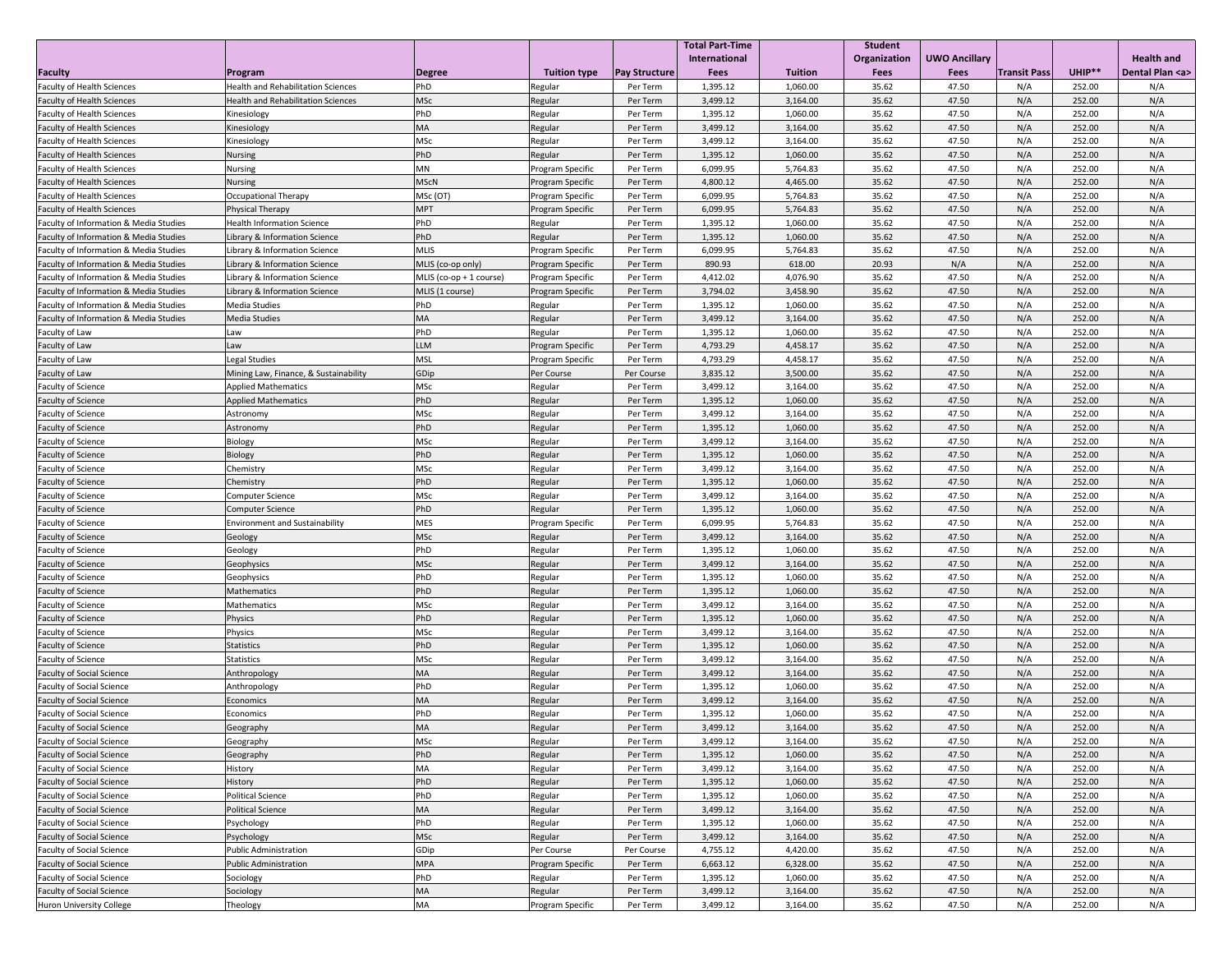| Faculty | Program | Degree | Tuition type | Pay Structure | Total Part-Time International Fees | Tuition | Student Organization Fees | UWO Ancillary Fees | Transit Pass | UHIP** | Health and Dental Plan <a> |
|---|---|---|---|---|---|---|---|---|---|---|---|
| Faculty of Health Sciences | Health and Rehabilitation Sciences | PhD | Regular | Per Term | 1,395.12 | 1,060.00 | 35.62 | 47.50 | N/A | 252.00 | N/A |
| Faculty of Health Sciences | Health and Rehabilitation Sciences | MSc | Regular | Per Term | 3,499.12 | 3,164.00 | 35.62 | 47.50 | N/A | 252.00 | N/A |
| Faculty of Health Sciences | Kinesiology | PhD | Regular | Per Term | 1,395.12 | 1,060.00 | 35.62 | 47.50 | N/A | 252.00 | N/A |
| Faculty of Health Sciences | Kinesiology | MA | Regular | Per Term | 3,499.12 | 3,164.00 | 35.62 | 47.50 | N/A | 252.00 | N/A |
| Faculty of Health Sciences | Kinesiology | MSc | Regular | Per Term | 3,499.12 | 3,164.00 | 35.62 | 47.50 | N/A | 252.00 | N/A |
| Faculty of Health Sciences | Nursing | PhD | Regular | Per Term | 1,395.12 | 1,060.00 | 35.62 | 47.50 | N/A | 252.00 | N/A |
| Faculty of Health Sciences | Nursing | MN | Program Specific | Per Term | 6,099.95 | 5,764.83 | 35.62 | 47.50 | N/A | 252.00 | N/A |
| Faculty of Health Sciences | Nursing | MScN | Program Specific | Per Term | 4,800.12 | 4,465.00 | 35.62 | 47.50 | N/A | 252.00 | N/A |
| Faculty of Health Sciences | Occupational Therapy | MSc (OT) | Program Specific | Per Term | 6,099.95 | 5,764.83 | 35.62 | 47.50 | N/A | 252.00 | N/A |
| Faculty of Health Sciences | Physical Therapy | MPT | Program Specific | Per Term | 6,099.95 | 5,764.83 | 35.62 | 47.50 | N/A | 252.00 | N/A |
| Faculty of Information & Media Studies | Health Information Science | PhD | Regular | Per Term | 1,395.12 | 1,060.00 | 35.62 | 47.50 | N/A | 252.00 | N/A |
| Faculty of Information & Media Studies | Library & Information Science | PhD | Regular | Per Term | 1,395.12 | 1,060.00 | 35.62 | 47.50 | N/A | 252.00 | N/A |
| Faculty of Information & Media Studies | Library & Information Science | MLIS | Program Specific | Per Term | 6,099.95 | 5,764.83 | 35.62 | 47.50 | N/A | 252.00 | N/A |
| Faculty of Information & Media Studies | Library & Information Science | MLIS (co-op only) | Program Specific | Per Term | 890.93 | 618.00 | 20.93 | N/A | N/A | 252.00 | N/A |
| Faculty of Information & Media Studies | Library & Information Science | MLIS (co-op + 1 course) | Program Specific | Per Term | 4,412.02 | 4,076.90 | 35.62 | 47.50 | N/A | 252.00 | N/A |
| Faculty of Information & Media Studies | Library & Information Science | MLIS (1 course) | Program Specific | Per Term | 3,794.02 | 3,458.90 | 35.62 | 47.50 | N/A | 252.00 | N/A |
| Faculty of Information & Media Studies | Media Studies | PhD | Regular | Per Term | 1,395.12 | 1,060.00 | 35.62 | 47.50 | N/A | 252.00 | N/A |
| Faculty of Information & Media Studies | Media Studies | MA | Regular | Per Term | 3,499.12 | 3,164.00 | 35.62 | 47.50 | N/A | 252.00 | N/A |
| Faculty of Law | Law | PhD | Regular | Per Term | 1,395.12 | 1,060.00 | 35.62 | 47.50 | N/A | 252.00 | N/A |
| Faculty of Law | Law | LLM | Program Specific | Per Term | 4,793.29 | 4,458.17 | 35.62 | 47.50 | N/A | 252.00 | N/A |
| Faculty of Law | Legal Studies | MSL | Program Specific | Per Term | 4,793.29 | 4,458.17 | 35.62 | 47.50 | N/A | 252.00 | N/A |
| Faculty of Law | Mining Law, Finance, & Sustainability | GDip | Per Course | Per Course | 3,835.12 | 3,500.00 | 35.62 | 47.50 | N/A | 252.00 | N/A |
| Faculty of Science | Applied Mathematics | MSc | Regular | Per Term | 3,499.12 | 3,164.00 | 35.62 | 47.50 | N/A | 252.00 | N/A |
| Faculty of Science | Applied Mathematics | PhD | Regular | Per Term | 1,395.12 | 1,060.00 | 35.62 | 47.50 | N/A | 252.00 | N/A |
| Faculty of Science | Astronomy | MSc | Regular | Per Term | 3,499.12 | 3,164.00 | 35.62 | 47.50 | N/A | 252.00 | N/A |
| Faculty of Science | Astronomy | PhD | Regular | Per Term | 1,395.12 | 1,060.00 | 35.62 | 47.50 | N/A | 252.00 | N/A |
| Faculty of Science | Biology | MSc | Regular | Per Term | 3,499.12 | 3,164.00 | 35.62 | 47.50 | N/A | 252.00 | N/A |
| Faculty of Science | Biology | PhD | Regular | Per Term | 1,395.12 | 1,060.00 | 35.62 | 47.50 | N/A | 252.00 | N/A |
| Faculty of Science | Chemistry | MSc | Regular | Per Term | 3,499.12 | 3,164.00 | 35.62 | 47.50 | N/A | 252.00 | N/A |
| Faculty of Science | Chemistry | PhD | Regular | Per Term | 1,395.12 | 1,060.00 | 35.62 | 47.50 | N/A | 252.00 | N/A |
| Faculty of Science | Computer Science | MSc | Regular | Per Term | 3,499.12 | 3,164.00 | 35.62 | 47.50 | N/A | 252.00 | N/A |
| Faculty of Science | Computer Science | PhD | Regular | Per Term | 1,395.12 | 1,060.00 | 35.62 | 47.50 | N/A | 252.00 | N/A |
| Faculty of Science | Environment and Sustainability | MES | Program Specific | Per Term | 6,099.95 | 5,764.83 | 35.62 | 47.50 | N/A | 252.00 | N/A |
| Faculty of Science | Geology | MSc | Regular | Per Term | 3,499.12 | 3,164.00 | 35.62 | 47.50 | N/A | 252.00 | N/A |
| Faculty of Science | Geology | PhD | Regular | Per Term | 1,395.12 | 1,060.00 | 35.62 | 47.50 | N/A | 252.00 | N/A |
| Faculty of Science | Geophysics | MSc | Regular | Per Term | 3,499.12 | 3,164.00 | 35.62 | 47.50 | N/A | 252.00 | N/A |
| Faculty of Science | Geophysics | PhD | Regular | Per Term | 1,395.12 | 1,060.00 | 35.62 | 47.50 | N/A | 252.00 | N/A |
| Faculty of Science | Mathematics | PhD | Regular | Per Term | 1,395.12 | 1,060.00 | 35.62 | 47.50 | N/A | 252.00 | N/A |
| Faculty of Science | Mathematics | MSc | Regular | Per Term | 3,499.12 | 3,164.00 | 35.62 | 47.50 | N/A | 252.00 | N/A |
| Faculty of Science | Physics | PhD | Regular | Per Term | 1,395.12 | 1,060.00 | 35.62 | 47.50 | N/A | 252.00 | N/A |
| Faculty of Science | Physics | MSc | Regular | Per Term | 3,499.12 | 3,164.00 | 35.62 | 47.50 | N/A | 252.00 | N/A |
| Faculty of Science | Statistics | PhD | Regular | Per Term | 1,395.12 | 1,060.00 | 35.62 | 47.50 | N/A | 252.00 | N/A |
| Faculty of Science | Statistics | MSc | Regular | Per Term | 3,499.12 | 3,164.00 | 35.62 | 47.50 | N/A | 252.00 | N/A |
| Faculty of Social Science | Anthropology | MA | Regular | Per Term | 3,499.12 | 3,164.00 | 35.62 | 47.50 | N/A | 252.00 | N/A |
| Faculty of Social Science | Anthropology | PhD | Regular | Per Term | 1,395.12 | 1,060.00 | 35.62 | 47.50 | N/A | 252.00 | N/A |
| Faculty of Social Science | Economics | MA | Regular | Per Term | 3,499.12 | 3,164.00 | 35.62 | 47.50 | N/A | 252.00 | N/A |
| Faculty of Social Science | Economics | PhD | Regular | Per Term | 1,395.12 | 1,060.00 | 35.62 | 47.50 | N/A | 252.00 | N/A |
| Faculty of Social Science | Geography | MA | Regular | Per Term | 3,499.12 | 3,164.00 | 35.62 | 47.50 | N/A | 252.00 | N/A |
| Faculty of Social Science | Geography | MSc | Regular | Per Term | 3,499.12 | 3,164.00 | 35.62 | 47.50 | N/A | 252.00 | N/A |
| Faculty of Social Science | Geography | PhD | Regular | Per Term | 1,395.12 | 1,060.00 | 35.62 | 47.50 | N/A | 252.00 | N/A |
| Faculty of Social Science | History | MA | Regular | Per Term | 3,499.12 | 3,164.00 | 35.62 | 47.50 | N/A | 252.00 | N/A |
| Faculty of Social Science | History | PhD | Regular | Per Term | 1,395.12 | 1,060.00 | 35.62 | 47.50 | N/A | 252.00 | N/A |
| Faculty of Social Science | Political Science | PhD | Regular | Per Term | 1,395.12 | 1,060.00 | 35.62 | 47.50 | N/A | 252.00 | N/A |
| Faculty of Social Science | Political Science | MA | Regular | Per Term | 3,499.12 | 3,164.00 | 35.62 | 47.50 | N/A | 252.00 | N/A |
| Faculty of Social Science | Psychology | PhD | Regular | Per Term | 1,395.12 | 1,060.00 | 35.62 | 47.50 | N/A | 252.00 | N/A |
| Faculty of Social Science | Psychology | MSc | Regular | Per Term | 3,499.12 | 3,164.00 | 35.62 | 47.50 | N/A | 252.00 | N/A |
| Faculty of Social Science | Public Administration | GDip | Per Course | Per Course | 4,755.12 | 4,420.00 | 35.62 | 47.50 | N/A | 252.00 | N/A |
| Faculty of Social Science | Public Administration | MPA | Program Specific | Per Term | 6,663.12 | 6,328.00 | 35.62 | 47.50 | N/A | 252.00 | N/A |
| Faculty of Social Science | Sociology | PhD | Regular | Per Term | 1,395.12 | 1,060.00 | 35.62 | 47.50 | N/A | 252.00 | N/A |
| Faculty of Social Science | Sociology | MA | Regular | Per Term | 3,499.12 | 3,164.00 | 35.62 | 47.50 | N/A | 252.00 | N/A |
| Huron University College | Theology | MA | Program Specific | Per Term | 3,499.12 | 3,164.00 | 35.62 | 47.50 | N/A | 252.00 | N/A |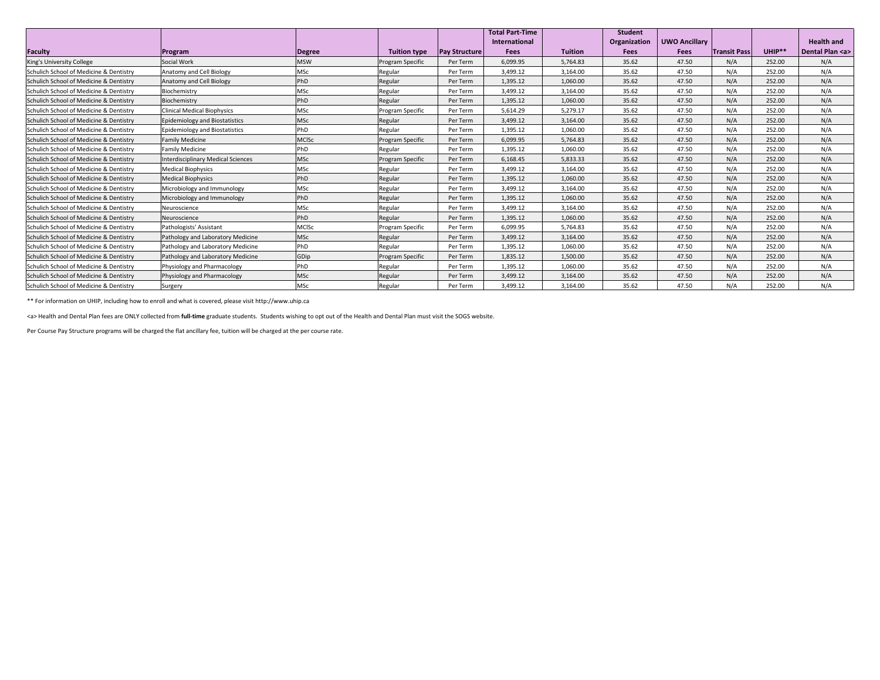| Faculty | Program | Degree | Tuition type | Pay Structure | Total Part-Time International Fees | Tuition | Student Organization Fees | UWO Ancillary Fees | Transit Pass | UHIP** | Health and Dental Plan <a> |
|---|---|---|---|---|---|---|---|---|---|---|---|
| King's University College | Social Work | MSW | Program Specific | Per Term | 6,099.95 | 5,764.83 | 35.62 | 47.50 | N/A | 252.00 | N/A |
| Schulich School of Medicine & Dentistry | Anatomy and Cell Biology | MSc | Regular | Per Term | 3,499.12 | 3,164.00 | 35.62 | 47.50 | N/A | 252.00 | N/A |
| Schulich School of Medicine & Dentistry | Anatomy and Cell Biology | PhD | Regular | Per Term | 1,395.12 | 1,060.00 | 35.62 | 47.50 | N/A | 252.00 | N/A |
| Schulich School of Medicine & Dentistry | Biochemistry | MSc | Regular | Per Term | 3,499.12 | 3,164.00 | 35.62 | 47.50 | N/A | 252.00 | N/A |
| Schulich School of Medicine & Dentistry | Biochemistry | PhD | Regular | Per Term | 1,395.12 | 1,060.00 | 35.62 | 47.50 | N/A | 252.00 | N/A |
| Schulich School of Medicine & Dentistry | Clinical Medical Biophysics | MSc | Program Specific | Per Term | 5,614.29 | 5,279.17 | 35.62 | 47.50 | N/A | 252.00 | N/A |
| Schulich School of Medicine & Dentistry | Epidemiology and Biostatistics | MSc | Regular | Per Term | 3,499.12 | 3,164.00 | 35.62 | 47.50 | N/A | 252.00 | N/A |
| Schulich School of Medicine & Dentistry | Epidemiology and Biostatistics | PhD | Regular | Per Term | 1,395.12 | 1,060.00 | 35.62 | 47.50 | N/A | 252.00 | N/A |
| Schulich School of Medicine & Dentistry | Family Medicine | MClSc | Program Specific | Per Term | 6,099.95 | 5,764.83 | 35.62 | 47.50 | N/A | 252.00 | N/A |
| Schulich School of Medicine & Dentistry | Family Medicine | PhD | Regular | Per Term | 1,395.12 | 1,060.00 | 35.62 | 47.50 | N/A | 252.00 | N/A |
| Schulich School of Medicine & Dentistry | Interdisciplinary Medical Sciences | MSc | Program Specific | Per Term | 6,168.45 | 5,833.33 | 35.62 | 47.50 | N/A | 252.00 | N/A |
| Schulich School of Medicine & Dentistry | Medical Biophysics | MSc | Regular | Per Term | 3,499.12 | 3,164.00 | 35.62 | 47.50 | N/A | 252.00 | N/A |
| Schulich School of Medicine & Dentistry | Medical Biophysics | PhD | Regular | Per Term | 1,395.12 | 1,060.00 | 35.62 | 47.50 | N/A | 252.00 | N/A |
| Schulich School of Medicine & Dentistry | Microbiology and Immunology | MSc | Regular | Per Term | 3,499.12 | 3,164.00 | 35.62 | 47.50 | N/A | 252.00 | N/A |
| Schulich School of Medicine & Dentistry | Microbiology and Immunology | PhD | Regular | Per Term | 1,395.12 | 1,060.00 | 35.62 | 47.50 | N/A | 252.00 | N/A |
| Schulich School of Medicine & Dentistry | Neuroscience | MSc | Regular | Per Term | 3,499.12 | 3,164.00 | 35.62 | 47.50 | N/A | 252.00 | N/A |
| Schulich School of Medicine & Dentistry | Neuroscience | PhD | Regular | Per Term | 1,395.12 | 1,060.00 | 35.62 | 47.50 | N/A | 252.00 | N/A |
| Schulich School of Medicine & Dentistry | Pathologists' Assistant | MClSc | Program Specific | Per Term | 6,099.95 | 5,764.83 | 35.62 | 47.50 | N/A | 252.00 | N/A |
| Schulich School of Medicine & Dentistry | Pathology and Laboratory Medicine | MSc | Regular | Per Term | 3,499.12 | 3,164.00 | 35.62 | 47.50 | N/A | 252.00 | N/A |
| Schulich School of Medicine & Dentistry | Pathology and Laboratory Medicine | PhD | Regular | Per Term | 1,395.12 | 1,060.00 | 35.62 | 47.50 | N/A | 252.00 | N/A |
| Schulich School of Medicine & Dentistry | Pathology and Laboratory Medicine | GDip | Program Specific | Per Term | 1,835.12 | 1,500.00 | 35.62 | 47.50 | N/A | 252.00 | N/A |
| Schulich School of Medicine & Dentistry | Physiology and Pharmacology | PhD | Regular | Per Term | 1,395.12 | 1,060.00 | 35.62 | 47.50 | N/A | 252.00 | N/A |
| Schulich School of Medicine & Dentistry | Physiology and Pharmacology | MSc | Regular | Per Term | 3,499.12 | 3,164.00 | 35.62 | 47.50 | N/A | 252.00 | N/A |
| Schulich School of Medicine & Dentistry | Surgery | MSc | Regular | Per Term | 3,499.12 | 3,164.00 | 35.62 | 47.50 | N/A | 252.00 | N/A |

** For information on UHIP, including how to enroll and what is covered, please visit http://www.uhip.ca

<a> Health and Dental Plan fees are ONLY collected from **full-time** graduate students. Students wishing to opt out of the Health and Dental Plan must visit the SOGS website.

Per Course Pay Structure programs will be charged the flat ancillary fee, tuition will be charged at the per course rate.